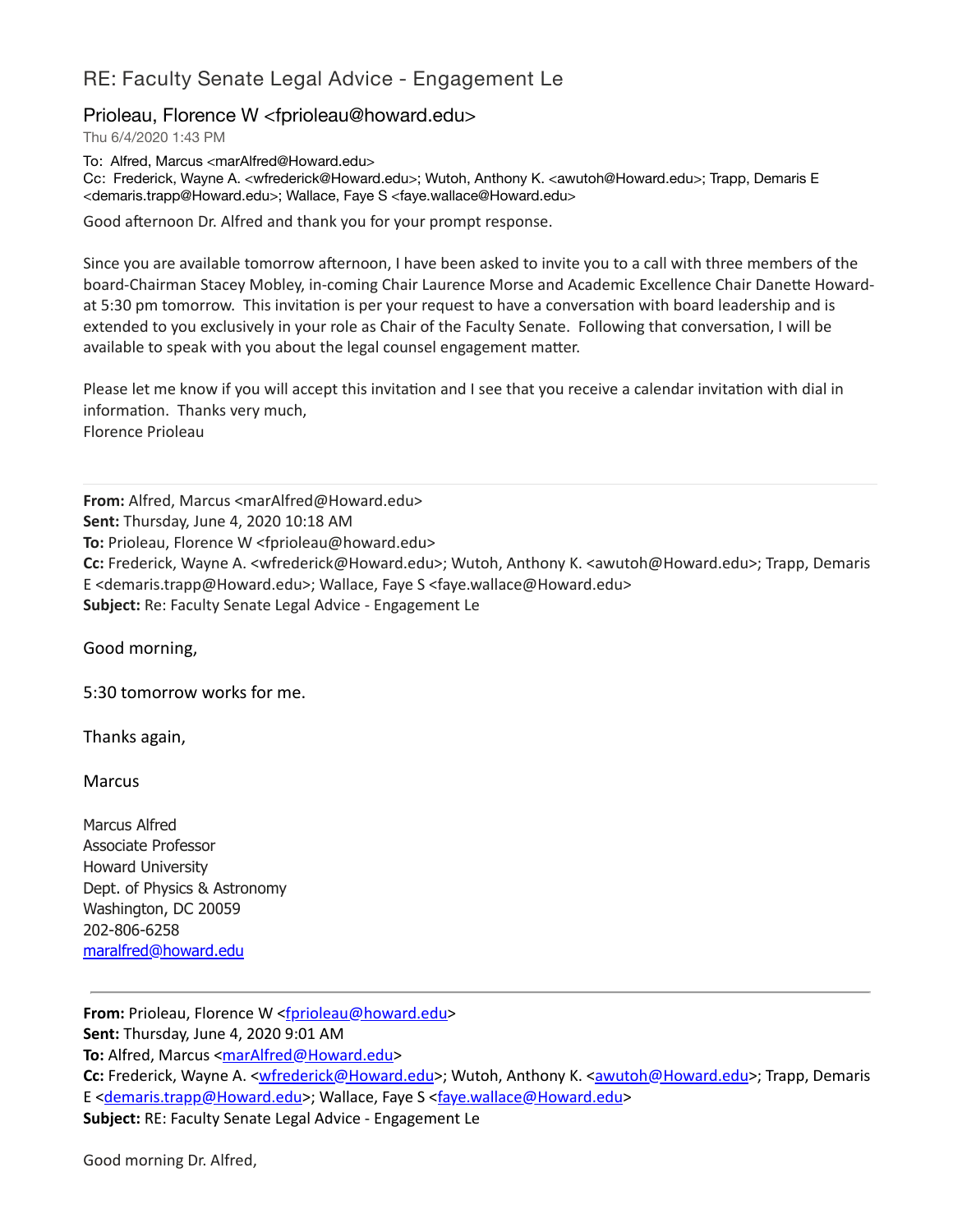# RE: Faculty Senate Legal Advice - Engagement Le

## Prioleau, Florence W <fprioleau@howard.edu>

Thu 6/4/2020 1:43 PM

To: Alfred, Marcus <marAlfred@Howard.edu>
Cc: Frederick, Wayne A. <wfrederick@Howard.edu>; Wutoh, Anthony K. <awutoh@Howard.edu>; Trapp, Demaris E <demaris.trapp@Howard.edu>; Wallace, Faye S <faye.wallace@Howard.edu>

Good afternoon Dr. Alfred and thank you for your prompt response.

Since you are available tomorrow afternoon, I have been asked to invite you to a call with three members of the board-Chairman Stacey Mobley, in-coming Chair Laurence Morse and Academic Excellence Chair Danette Howard-at 5:30 pm tomorrow. This invitation is per your request to have a conversation with board leadership and is extended to you exclusively in your role as Chair of the Faculty Senate. Following that conversation, I will be available to speak with you about the legal counsel engagement matter.

Please let me know if you will accept this invitation and I see that you receive a calendar invitation with dial in information. Thanks very much,
Florence Prioleau

---

**From:** Alfred, Marcus <marAlfred@Howard.edu>
**Sent:** Thursday, June 4, 2020 10:18 AM
**To:** Prioleau, Florence W <fprioleau@howard.edu>
**Cc:** Frederick, Wayne A. <wfrederick@Howard.edu>; Wutoh, Anthony K. <awutoh@Howard.edu>; Trapp, Demaris E <demaris.trapp@Howard.edu>; Wallace, Faye S <faye.wallace@Howard.edu>
**Subject:** Re: Faculty Senate Legal Advice - Engagement Le

Good morning,

5:30 tomorrow works for me.

Thanks again,

Marcus

Marcus Alfred
Associate Professor
Howard University
Dept. of Physics & Astronomy
Washington, DC 20059
202-806-6258
maralfred@howard.edu

---

**From:** Prioleau, Florence W <fprioleau@howard.edu>
**Sent:** Thursday, June 4, 2020 9:01 AM
**To:** Alfred, Marcus <marAlfred@Howard.edu>
**Cc:** Frederick, Wayne A. <wfrederick@Howard.edu>; Wutoh, Anthony K. <awutoh@Howard.edu>; Trapp, Demaris E <demaris.trapp@Howard.edu>; Wallace, Faye S <faye.wallace@Howard.edu>
**Subject:** RE: Faculty Senate Legal Advice - Engagement Le

Good morning Dr. Alfred,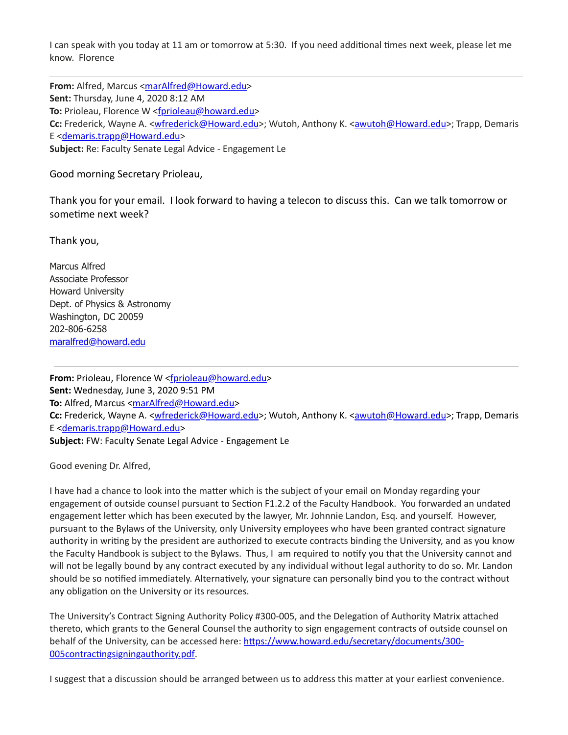I can speak with you today at 11 am or tomorrow at 5:30. If you need additional times next week, please let me know. Florence

---

**From:** Alfred, Marcus <marAlfred@Howard.edu>
**Sent:** Thursday, June 4, 2020 8:12 AM
**To:** Prioleau, Florence W <fprioleau@howard.edu>
**Cc:** Frederick, Wayne A. <wfrederick@Howard.edu>; Wutoh, Anthony K. <awutoh@Howard.edu>; Trapp, Demaris E <demaris.trapp@Howard.edu>
**Subject:** Re: Faculty Senate Legal Advice - Engagement Le

Good morning Secretary Prioleau,

Thank you for your email. I look forward to having a telecon to discuss this. Can we talk tomorrow or sometime next week?

Thank you,

Marcus Alfred
Associate Professor
Howard University
Dept. of Physics & Astronomy
Washington, DC 20059
202-806-6258
maralfred@howard.edu

---

**From:** Prioleau, Florence W <fprioleau@howard.edu>
**Sent:** Wednesday, June 3, 2020 9:51 PM
**To:** Alfred, Marcus <marAlfred@Howard.edu>
**Cc:** Frederick, Wayne A. <wfrederick@Howard.edu>; Wutoh, Anthony K. <awutoh@Howard.edu>; Trapp, Demaris E <demaris.trapp@Howard.edu>
**Subject:** FW: Faculty Senate Legal Advice - Engagement Le

Good evening Dr. Alfred,

I have had a chance to look into the matter which is the subject of your email on Monday regarding your engagement of outside counsel pursuant to Section F1.2.2 of the Faculty Handbook. You forwarded an undated engagement letter which has been executed by the lawyer, Mr. Johnnie Landon, Esq. and yourself. However, pursuant to the Bylaws of the University, only University employees who have been granted contract signature authority in writing by the president are authorized to execute contracts binding the University, and as you know the Faculty Handbook is subject to the Bylaws. Thus, I am required to notify you that the University cannot and will not be legally bound by any contract executed by any individual without legal authority to do so. Mr. Landon should be so notified immediately. Alternatively, your signature can personally bind you to the contract without any obligation on the University or its resources.

The University's Contract Signing Authority Policy #300-005, and the Delegation of Authority Matrix attached thereto, which grants to the General Counsel the authority to sign engagement contracts of outside counsel on behalf of the University, can be accessed here: https://www.howard.edu/secretary/documents/300-005contractingsigningauthority.pdf.

I suggest that a discussion should be arranged between us to address this matter at your earliest convenience.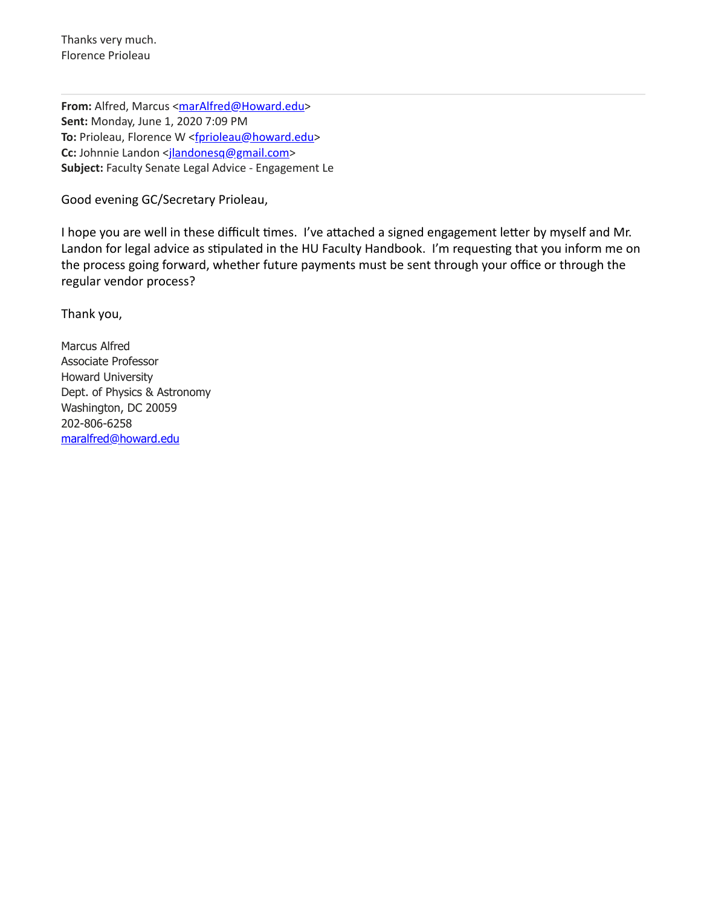Thanks very much.
Florence Prioleau

---

**From:** Alfred, Marcus <marAlfred@Howard.edu>
**Sent:** Monday, June 1, 2020 7:09 PM
**To:** Prioleau, Florence W <fprioleau@howard.edu>
**Cc:** Johnnie Landon <jlandonesq@gmail.com>
**Subject:** Faculty Senate Legal Advice - Engagement Le

Good evening GC/Secretary Prioleau,

I hope you are well in these difficult times. I've attached a signed engagement letter by myself and Mr. Landon for legal advice as stipulated in the HU Faculty Handbook. I'm requesting that you inform me on the process going forward, whether future payments must be sent through your office or through the regular vendor process?

Thank you,

Marcus Alfred
Associate Professor
Howard University
Dept. of Physics & Astronomy
Washington, DC 20059
202-806-6258
maralfred@howard.edu